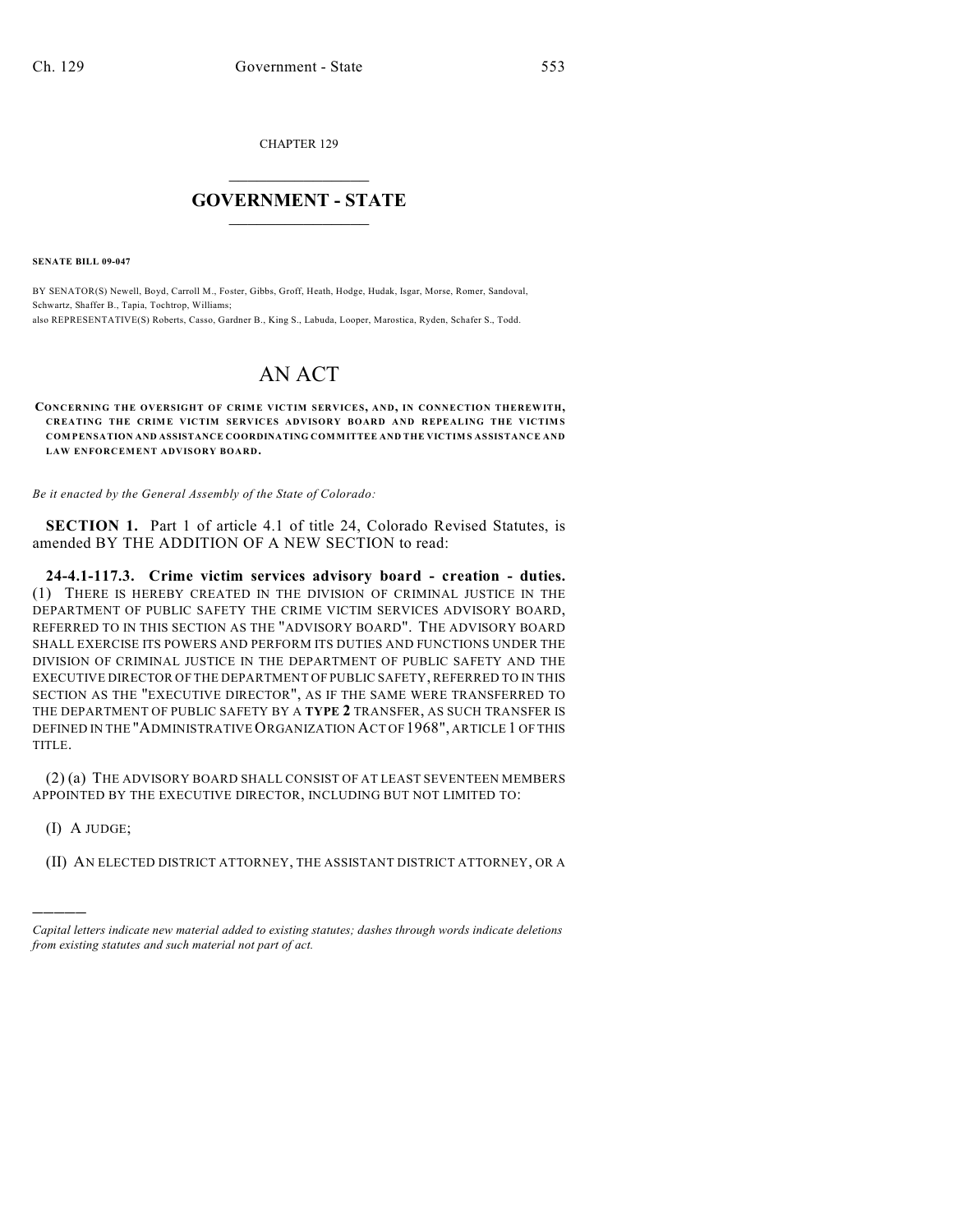CHAPTER 129

# GOVERNMENT - STATE

**SENATE BILL 09-047**

BY SENATOR(S) Newell, Boyd, Carroll M., Foster, Gibbs, Groff, Heath, Hodge, Hudak, Isgar, Morse, Romer, Sandoval, Schwartz, Shaffer B., Tapia, Tochtrop, Williams;
also REPRESENTATIVE(S) Roberts, Casso, Gardner B., King S., Labuda, Looper, Marostica, Ryden, Schafer S., Todd.

# AN ACT

**CONCERNING THE OVERSIGHT OF CRIME VICTIM SERVICES, AND, IN CONNECTION THEREWITH, CREATING THE CRIME VICTIM SERVICES ADVISORY BOARD AND REPEALING THE VICTIMS COMPENSATION AND ASSISTANCE COORDINATING COMMITTEE AND THE VICTIMS ASSISTANCE AND LAW ENFORCEMENT ADVISORY BOARD.**

*Be it enacted by the General Assembly of the State of Colorado:*

**SECTION 1.** Part 1 of article 4.1 of title 24, Colorado Revised Statutes, is amended BY THE ADDITION OF A NEW SECTION to read:

**24-4.1-117.3. Crime victim services advisory board - creation - duties.** (1) THERE IS HEREBY CREATED IN THE DIVISION OF CRIMINAL JUSTICE IN THE DEPARTMENT OF PUBLIC SAFETY THE CRIME VICTIM SERVICES ADVISORY BOARD, REFERRED TO IN THIS SECTION AS THE "ADVISORY BOARD". THE ADVISORY BOARD SHALL EXERCISE ITS POWERS AND PERFORM ITS DUTIES AND FUNCTIONS UNDER THE DIVISION OF CRIMINAL JUSTICE IN THE DEPARTMENT OF PUBLIC SAFETY AND THE EXECUTIVE DIRECTOR OF THE DEPARTMENT OF PUBLIC SAFETY, REFERRED TO IN THIS SECTION AS THE "EXECUTIVE DIRECTOR", AS IF THE SAME WERE TRANSFERRED TO THE DEPARTMENT OF PUBLIC SAFETY BY A **TYPE 2** TRANSFER, AS SUCH TRANSFER IS DEFINED IN THE "ADMINISTRATIVE ORGANIZATION ACT OF 1968", ARTICLE 1 OF THIS TITLE.

(2) (a) THE ADVISORY BOARD SHALL CONSIST OF AT LEAST SEVENTEEN MEMBERS APPOINTED BY THE EXECUTIVE DIRECTOR, INCLUDING BUT NOT LIMITED TO:

(I) A JUDGE;

(II) AN ELECTED DISTRICT ATTORNEY, THE ASSISTANT DISTRICT ATTORNEY, OR A

*Capital letters indicate new material added to existing statutes; dashes through words indicate deletions from existing statutes and such material not part of act.*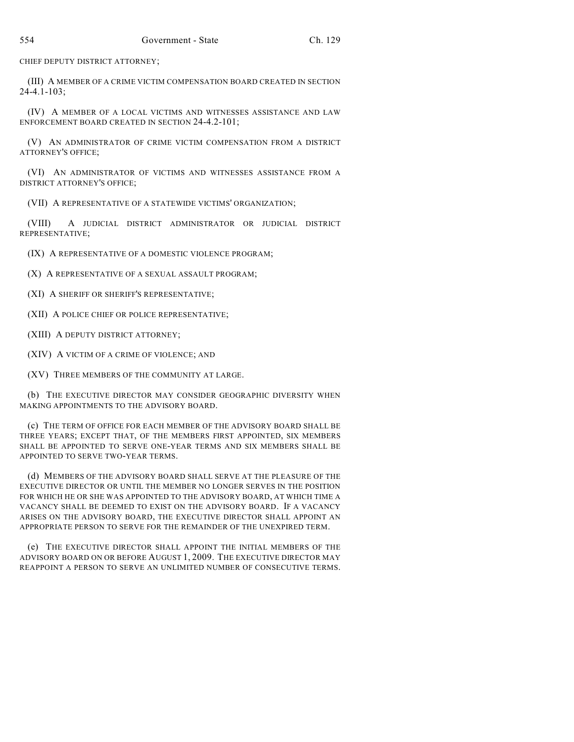CHIEF DEPUTY DISTRICT ATTORNEY;

(III) A MEMBER OF A CRIME VICTIM COMPENSATION BOARD CREATED IN SECTION 24-4.1-103;

(IV) A MEMBER OF A LOCAL VICTIMS AND WITNESSES ASSISTANCE AND LAW ENFORCEMENT BOARD CREATED IN SECTION 24-4.2-101;

(V) AN ADMINISTRATOR OF CRIME VICTIM COMPENSATION FROM A DISTRICT ATTORNEY'S OFFICE;

(VI) AN ADMINISTRATOR OF VICTIMS AND WITNESSES ASSISTANCE FROM A DISTRICT ATTORNEY'S OFFICE;

(VII) A REPRESENTATIVE OF A STATEWIDE VICTIMS' ORGANIZATION;

(VIII) A JUDICIAL DISTRICT ADMINISTRATOR OR JUDICIAL DISTRICT REPRESENTATIVE;

(IX) A REPRESENTATIVE OF A DOMESTIC VIOLENCE PROGRAM;

(X) A REPRESENTATIVE OF A SEXUAL ASSAULT PROGRAM;

(XI) A SHERIFF OR SHERIFF'S REPRESENTATIVE;

(XII) A POLICE CHIEF OR POLICE REPRESENTATIVE;

(XIII) A DEPUTY DISTRICT ATTORNEY;

(XIV) A VICTIM OF A CRIME OF VIOLENCE; AND

(XV) THREE MEMBERS OF THE COMMUNITY AT LARGE.

(b) THE EXECUTIVE DIRECTOR MAY CONSIDER GEOGRAPHIC DIVERSITY WHEN MAKING APPOINTMENTS TO THE ADVISORY BOARD.

(c) THE TERM OF OFFICE FOR EACH MEMBER OF THE ADVISORY BOARD SHALL BE THREE YEARS; EXCEPT THAT, OF THE MEMBERS FIRST APPOINTED, SIX MEMBERS SHALL BE APPOINTED TO SERVE ONE-YEAR TERMS AND SIX MEMBERS SHALL BE APPOINTED TO SERVE TWO-YEAR TERMS.

(d) MEMBERS OF THE ADVISORY BOARD SHALL SERVE AT THE PLEASURE OF THE EXECUTIVE DIRECTOR OR UNTIL THE MEMBER NO LONGER SERVES IN THE POSITION FOR WHICH HE OR SHE WAS APPOINTED TO THE ADVISORY BOARD, AT WHICH TIME A VACANCY SHALL BE DEEMED TO EXIST ON THE ADVISORY BOARD. IF A VACANCY ARISES ON THE ADVISORY BOARD, THE EXECUTIVE DIRECTOR SHALL APPOINT AN APPROPRIATE PERSON TO SERVE FOR THE REMAINDER OF THE UNEXPIRED TERM.

(e) THE EXECUTIVE DIRECTOR SHALL APPOINT THE INITIAL MEMBERS OF THE ADVISORY BOARD ON OR BEFORE AUGUST 1, 2009. THE EXECUTIVE DIRECTOR MAY REAPPOINT A PERSON TO SERVE AN UNLIMITED NUMBER OF CONSECUTIVE TERMS.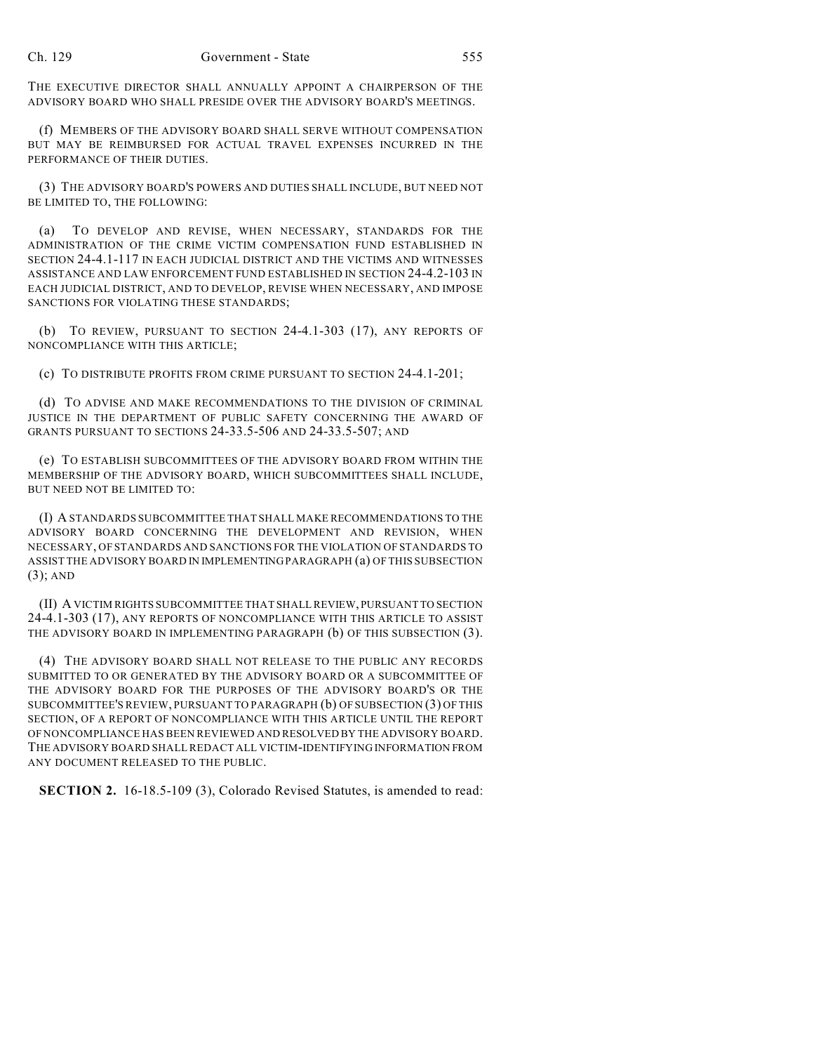THE EXECUTIVE DIRECTOR SHALL ANNUALLY APPOINT A CHAIRPERSON OF THE ADVISORY BOARD WHO SHALL PRESIDE OVER THE ADVISORY BOARD'S MEETINGS.

(f) MEMBERS OF THE ADVISORY BOARD SHALL SERVE WITHOUT COMPENSATION BUT MAY BE REIMBURSED FOR ACTUAL TRAVEL EXPENSES INCURRED IN THE PERFORMANCE OF THEIR DUTIES.

(3) THE ADVISORY BOARD'S POWERS AND DUTIES SHALL INCLUDE, BUT NEED NOT BE LIMITED TO, THE FOLLOWING:

(a) TO DEVELOP AND REVISE, WHEN NECESSARY, STANDARDS FOR THE ADMINISTRATION OF THE CRIME VICTIM COMPENSATION FUND ESTABLISHED IN SECTION 24-4.1-117 IN EACH JUDICIAL DISTRICT AND THE VICTIMS AND WITNESSES ASSISTANCE AND LAW ENFORCEMENT FUND ESTABLISHED IN SECTION 24-4.2-103 IN EACH JUDICIAL DISTRICT, AND TO DEVELOP, REVISE WHEN NECESSARY, AND IMPOSE SANCTIONS FOR VIOLATING THESE STANDARDS;

(b) TO REVIEW, PURSUANT TO SECTION 24-4.1-303 (17), ANY REPORTS OF NONCOMPLIANCE WITH THIS ARTICLE;

(c) TO DISTRIBUTE PROFITS FROM CRIME PURSUANT TO SECTION 24-4.1-201;

(d) TO ADVISE AND MAKE RECOMMENDATIONS TO THE DIVISION OF CRIMINAL JUSTICE IN THE DEPARTMENT OF PUBLIC SAFETY CONCERNING THE AWARD OF GRANTS PURSUANT TO SECTIONS 24-33.5-506 AND 24-33.5-507; AND

(e) TO ESTABLISH SUBCOMMITTEES OF THE ADVISORY BOARD FROM WITHIN THE MEMBERSHIP OF THE ADVISORY BOARD, WHICH SUBCOMMITTEES SHALL INCLUDE, BUT NEED NOT BE LIMITED TO:

(I) A STANDARDS SUBCOMMITTEE THAT SHALL MAKE RECOMMENDATIONS TO THE ADVISORY BOARD CONCERNING THE DEVELOPMENT AND REVISION, WHEN NECESSARY, OF STANDARDS AND SANCTIONS FOR THE VIOLATION OF STANDARDS TO ASSIST THE ADVISORY BOARD IN IMPLEMENTING PARAGRAPH (a) OF THIS SUBSECTION (3); AND

(II) A VICTIM RIGHTS SUBCOMMITTEE THAT SHALL REVIEW, PURSUANT TO SECTION 24-4.1-303 (17), ANY REPORTS OF NONCOMPLIANCE WITH THIS ARTICLE TO ASSIST THE ADVISORY BOARD IN IMPLEMENTING PARAGRAPH (b) OF THIS SUBSECTION (3).

(4) THE ADVISORY BOARD SHALL NOT RELEASE TO THE PUBLIC ANY RECORDS SUBMITTED TO OR GENERATED BY THE ADVISORY BOARD OR A SUBCOMMITTEE OF THE ADVISORY BOARD FOR THE PURPOSES OF THE ADVISORY BOARD'S OR THE SUBCOMMITTEE'S REVIEW, PURSUANT TO PARAGRAPH (b) OF SUBSECTION (3) OF THIS SECTION, OF A REPORT OF NONCOMPLIANCE WITH THIS ARTICLE UNTIL THE REPORT OF NONCOMPLIANCE HAS BEEN REVIEWED AND RESOLVED BY THE ADVISORY BOARD. THE ADVISORY BOARD SHALL REDACT ALL VICTIM-IDENTIFYING INFORMATION FROM ANY DOCUMENT RELEASED TO THE PUBLIC.

**SECTION 2.** 16-18.5-109 (3), Colorado Revised Statutes, is amended to read: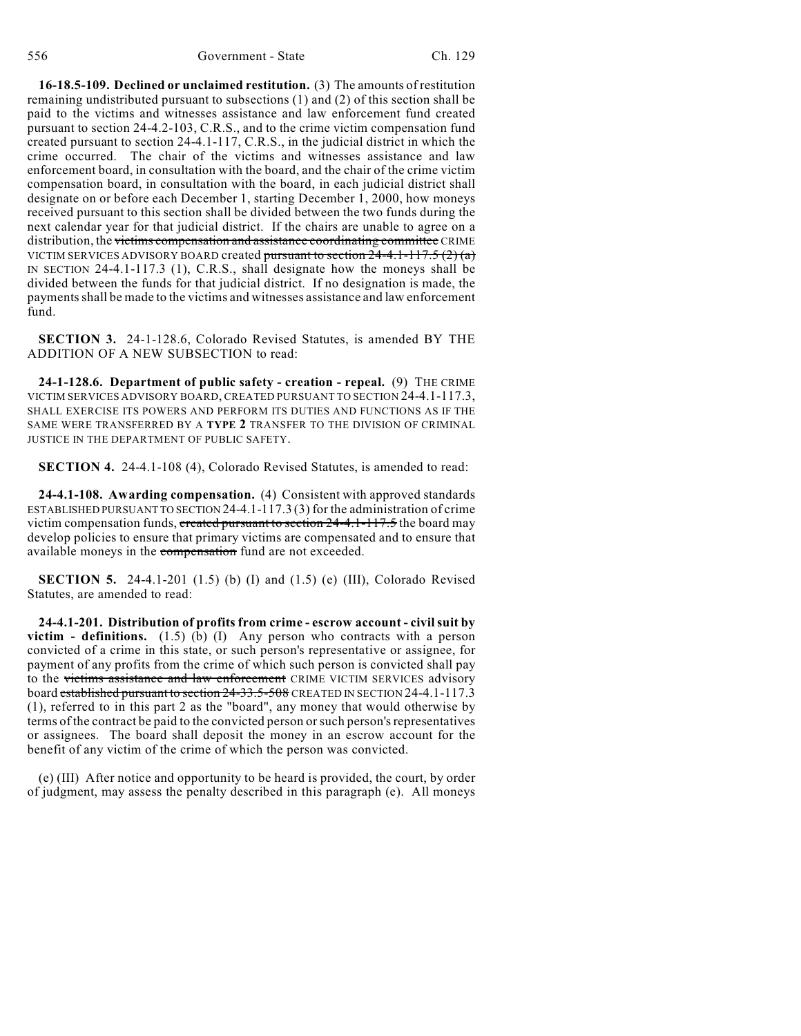**16-18.5-109. Declined or unclaimed restitution.** (3) The amounts of restitution remaining undistributed pursuant to subsections (1) and (2) of this section shall be paid to the victims and witnesses assistance and law enforcement fund created pursuant to section 24-4.2-103, C.R.S., and to the crime victim compensation fund created pursuant to section 24-4.1-117, C.R.S., in the judicial district in which the crime occurred. The chair of the victims and witnesses assistance and law enforcement board, in consultation with the board, and the chair of the crime victim compensation board, in consultation with the board, in each judicial district shall designate on or before each December 1, starting December 1, 2000, how moneys received pursuant to this section shall be divided between the two funds during the next calendar year for that judicial district. If the chairs are unable to agree on a distribution, the ~~victims compensation and assistance coordinating committee~~ CRIME VICTIM SERVICES ADVISORY BOARD created ~~pursuant to section 24-4.1-117.5 (2) (a)~~ IN SECTION 24-4.1-117.3 (1), C.R.S., shall designate how the moneys shall be divided between the funds for that judicial district. If no designation is made, the payments shall be made to the victims and witnesses assistance and law enforcement fund.

**SECTION 3.** 24-1-128.6, Colorado Revised Statutes, is amended BY THE ADDITION OF A NEW SUBSECTION to read:

**24-1-128.6. Department of public safety - creation - repeal.** (9) THE CRIME VICTIM SERVICES ADVISORY BOARD, CREATED PURSUANT TO SECTION 24-4.1-117.3, SHALL EXERCISE ITS POWERS AND PERFORM ITS DUTIES AND FUNCTIONS AS IF THE SAME WERE TRANSFERRED BY A **TYPE 2** TRANSFER TO THE DIVISION OF CRIMINAL JUSTICE IN THE DEPARTMENT OF PUBLIC SAFETY.

**SECTION 4.** 24-4.1-108 (4), Colorado Revised Statutes, is amended to read:

**24-4.1-108. Awarding compensation.** (4) Consistent with approved standards ESTABLISHED PURSUANT TO SECTION 24-4.1-117.3 (3) for the administration of crime victim compensation funds, ~~created pursuant to section 24-4.1-117.5~~ the board may develop policies to ensure that primary victims are compensated and to ensure that available moneys in the ~~compensation~~ fund are not exceeded.

**SECTION 5.** 24-4.1-201 (1.5) (b) (I) and (1.5) (e) (III), Colorado Revised Statutes, are amended to read:

**24-4.1-201. Distribution of profits from crime - escrow account - civil suit by victim - definitions.** (1.5) (b) (I) Any person who contracts with a person convicted of a crime in this state, or such person's representative or assignee, for payment of any profits from the crime of which such person is convicted shall pay to the ~~victims assistance and law enforcement~~ CRIME VICTIM SERVICES advisory board ~~established pursuant to section 24-33.5-508~~ CREATED IN SECTION 24-4.1-117.3 (1), referred to in this part 2 as the "board", any money that would otherwise by terms of the contract be paid to the convicted person or such person's representatives or assignees. The board shall deposit the money in an escrow account for the benefit of any victim of the crime of which the person was convicted.

(e) (III) After notice and opportunity to be heard is provided, the court, by order of judgment, may assess the penalty described in this paragraph (e). All moneys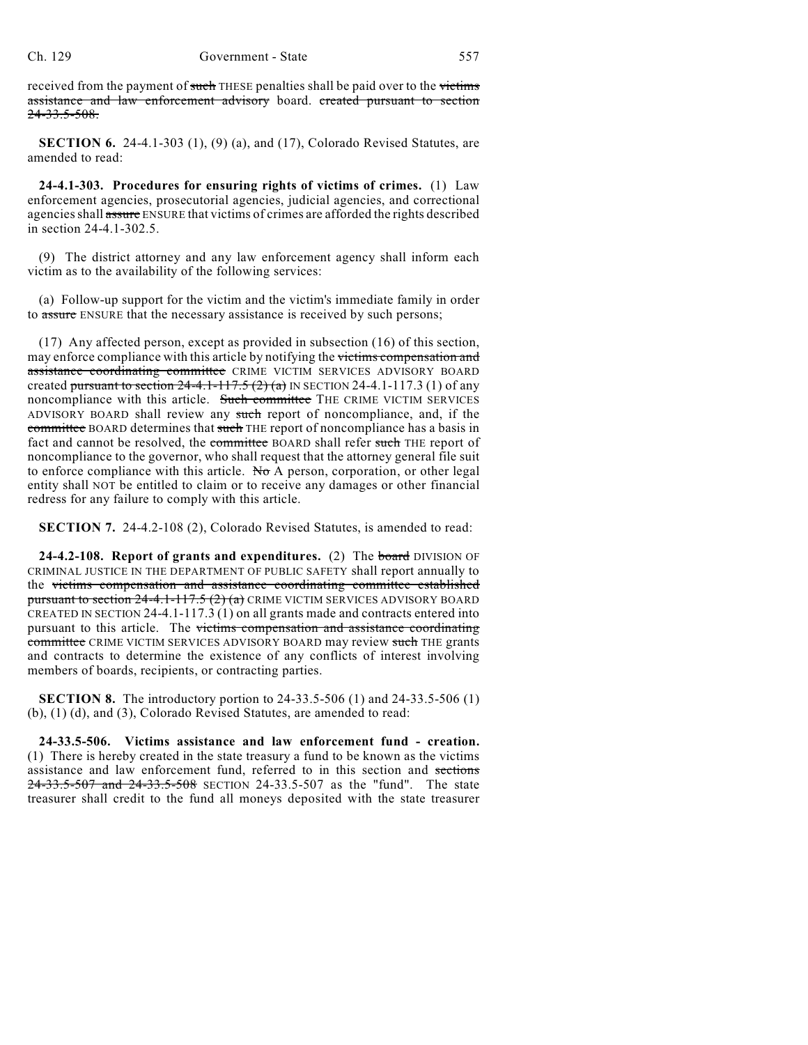received from the payment of ~~such~~ THESE penalties shall be paid over to the ~~victims assistance and law enforcement advisory~~ board. ~~created pursuant to section 24-33.5-508.~~

**SECTION 6.** 24-4.1-303 (1), (9) (a), and (17), Colorado Revised Statutes, are amended to read:

**24-4.1-303. Procedures for ensuring rights of victims of crimes.** (1) Law enforcement agencies, prosecutorial agencies, judicial agencies, and correctional agencies shall ~~assure~~ ENSURE that victims of crimes are afforded the rights described in section 24-4.1-302.5.

(9) The district attorney and any law enforcement agency shall inform each victim as to the availability of the following services:

(a) Follow-up support for the victim and the victim's immediate family in order to ~~assure~~ ENSURE that the necessary assistance is received by such persons;

(17) Any affected person, except as provided in subsection (16) of this section, may enforce compliance with this article by notifying the ~~victims compensation and assistance coordinating committee~~ CRIME VICTIM SERVICES ADVISORY BOARD created ~~pursuant to section 24-4.1-117.5 (2) (a)~~ IN SECTION 24-4.1-117.3 (1) of any noncompliance with this article. ~~Such committee~~ THE CRIME VICTIM SERVICES ADVISORY BOARD shall review any ~~such~~ report of noncompliance, and, if the ~~committee~~ BOARD determines that ~~such~~ THE report of noncompliance has a basis in fact and cannot be resolved, the ~~committee~~ BOARD shall refer ~~such~~ THE report of noncompliance to the governor, who shall request that the attorney general file suit to enforce compliance with this article. ~~No~~ A person, corporation, or other legal entity shall NOT be entitled to claim or to receive any damages or other financial redress for any failure to comply with this article.

**SECTION 7.** 24-4.2-108 (2), Colorado Revised Statutes, is amended to read:

**24-4.2-108. Report of grants and expenditures.** (2) The ~~board~~ DIVISION OF CRIMINAL JUSTICE IN THE DEPARTMENT OF PUBLIC SAFETY shall report annually to the ~~victims compensation and assistance coordinating committee established pursuant to section 24-4.1-117.5 (2) (a)~~ CRIME VICTIM SERVICES ADVISORY BOARD CREATED IN SECTION 24-4.1-117.3 (1) on all grants made and contracts entered into pursuant to this article. The ~~victims compensation and assistance coordinating committee~~ CRIME VICTIM SERVICES ADVISORY BOARD may review ~~such~~ THE grants and contracts to determine the existence of any conflicts of interest involving members of boards, recipients, or contracting parties.

**SECTION 8.** The introductory portion to 24-33.5-506 (1) and 24-33.5-506 (1) (b), (1) (d), and (3), Colorado Revised Statutes, are amended to read:

**24-33.5-506. Victims assistance and law enforcement fund - creation.** (1) There is hereby created in the state treasury a fund to be known as the victims assistance and law enforcement fund, referred to in this section and ~~sections 24-33.5-507 and 24-33.5-508~~ SECTION 24-33.5-507 as the "fund". The state treasurer shall credit to the fund all moneys deposited with the state treasurer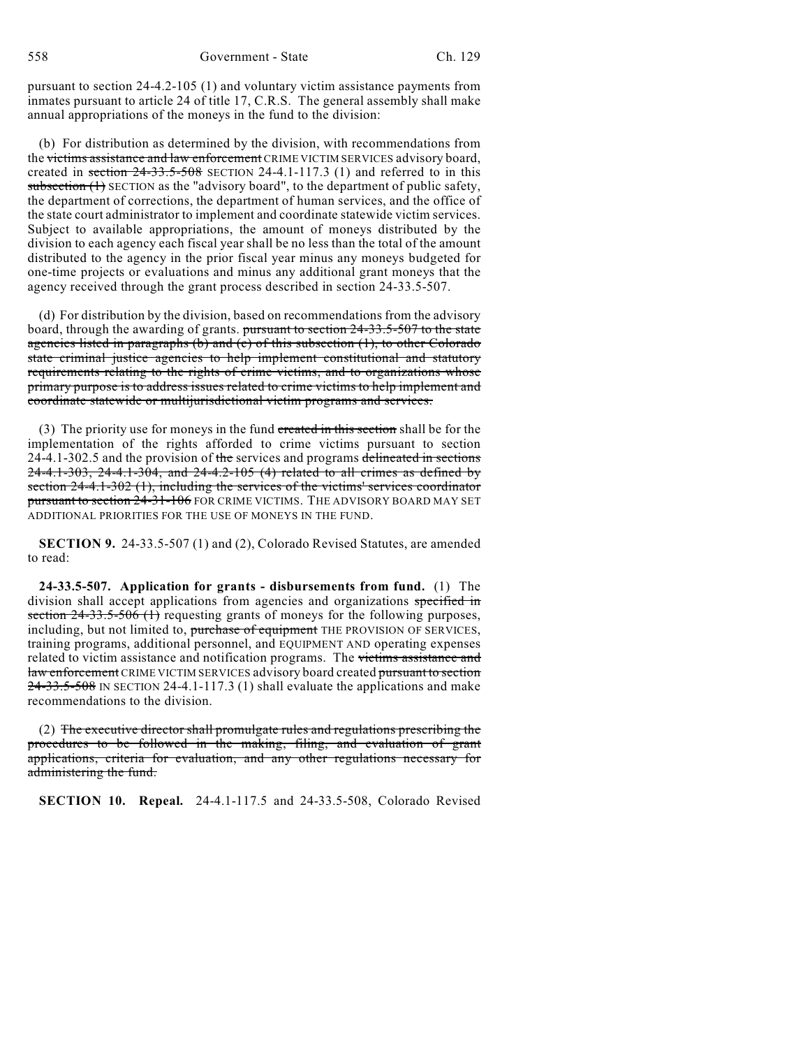pursuant to section 24-4.2-105 (1) and voluntary victim assistance payments from inmates pursuant to article 24 of title 17, C.R.S. The general assembly shall make annual appropriations of the moneys in the fund to the division:

(b) For distribution as determined by the division, with recommendations from the ~~victims assistance and law enforcement~~ CRIME VICTIM SERVICES advisory board, created in ~~section 24-33.5-508~~ SECTION 24-4.1-117.3 (1) and referred to in this ~~subsection (1)~~ SECTION as the "advisory board", to the department of public safety, the department of corrections, the department of human services, and the office of the state court administrator to implement and coordinate statewide victim services. Subject to available appropriations, the amount of moneys distributed by the division to each agency each fiscal year shall be no less than the total of the amount distributed to the agency in the prior fiscal year minus any moneys budgeted for one-time projects or evaluations and minus any additional grant moneys that the agency received through the grant process described in section 24-33.5-507.

(d) For distribution by the division, based on recommendations from the advisory board, through the awarding of grants. ~~pursuant to section 24-33.5-507 to the state agencies listed in paragraphs (b) and (c) of this subsection (1), to other Colorado state criminal justice agencies to help implement constitutional and statutory requirements relating to the rights of crime victims, and to organizations whose primary purpose is to address issues related to crime victims to help implement and coordinate statewide or multijurisdictional victim programs and services.~~

(3) The priority use for moneys in the fund ~~created in this section~~ shall be for the implementation of the rights afforded to crime victims pursuant to section 24-4.1-302.5 and the provision of ~~the~~ services and programs ~~delineated in sections 24-4.1-303, 24-4.1-304, and 24-4.2-105 (4) related to all crimes as defined by section 24-4.1-302 (1), including the services of the victims' services coordinator pursuant to section 24-31-106~~ FOR CRIME VICTIMS. THE ADVISORY BOARD MAY SET ADDITIONAL PRIORITIES FOR THE USE OF MONEYS IN THE FUND.

**SECTION 9.** 24-33.5-507 (1) and (2), Colorado Revised Statutes, are amended to read:

**24-33.5-507. Application for grants - disbursements from fund.** (1) The division shall accept applications from agencies and organizations ~~specified in section 24-33.5-506 (1)~~ requesting grants of moneys for the following purposes, including, but not limited to, ~~purchase of equipment~~ THE PROVISION OF SERVICES, training programs, additional personnel, and EQUIPMENT AND operating expenses related to victim assistance and notification programs. The ~~victims assistance and law enforcement~~ CRIME VICTIM SERVICES advisory board created ~~pursuant to section 24-33.5-508~~ IN SECTION 24-4.1-117.3 (1) shall evaluate the applications and make recommendations to the division.

(2) ~~The executive director shall promulgate rules and regulations prescribing the procedures to be followed in the making, filing, and evaluation of grant applications, criteria for evaluation, and any other regulations necessary for administering the fund.~~

**SECTION 10. Repeal.** 24-4.1-117.5 and 24-33.5-508, Colorado Revised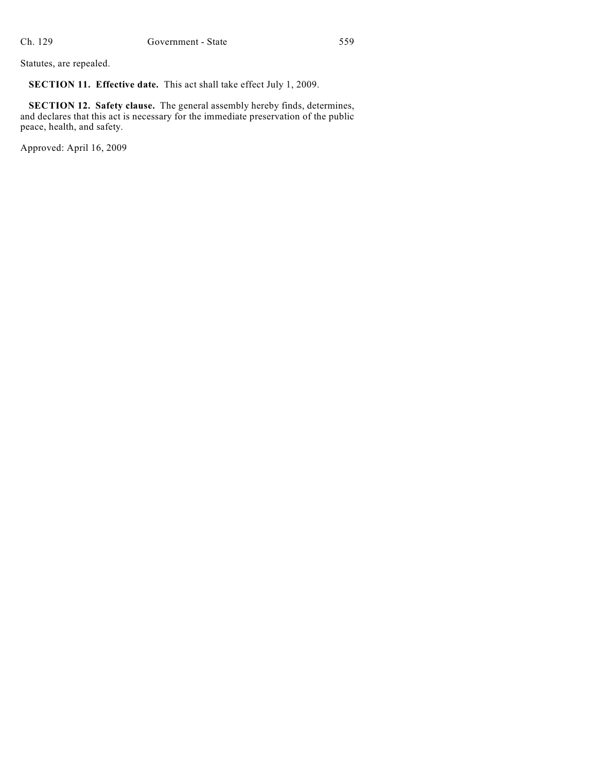Statutes, are repealed.

**SECTION 11. Effective date.** This act shall take effect July 1, 2009.

**SECTION 12. Safety clause.** The general assembly hereby finds, determines, and declares that this act is necessary for the immediate preservation of the public peace, health, and safety.

Approved: April 16, 2009